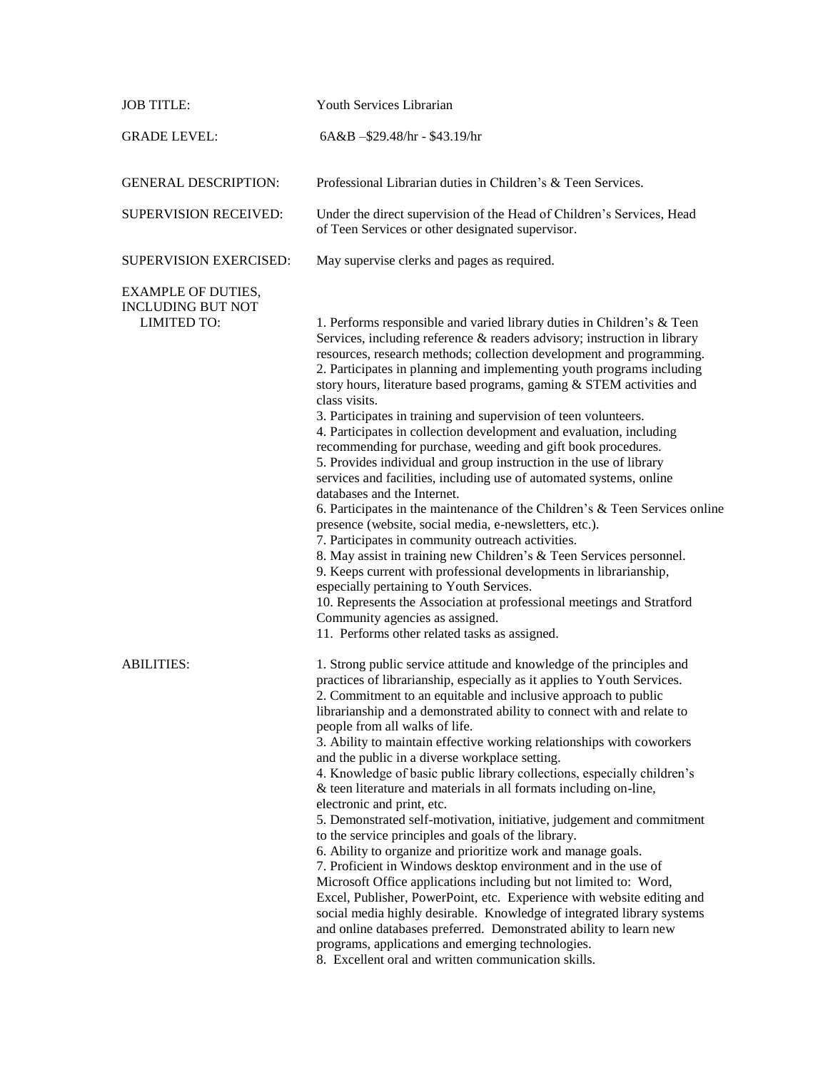**JOB TITLE:** Youth Services Librarian

**GRADE LEVEL:** 6A&B –$29.48/hr - $43.19/hr

**GENERAL DESCRIPTION:** Professional Librarian duties in Children's & Teen Services.

**SUPERVISION RECEIVED:** Under the direct supervision of the Head of Children's Services, Head of Teen Services or other designated supervisor.

**SUPERVISION EXERCISED:** May supervise clerks and pages as required.

**EXAMPLE OF DUTIES, INCLUDING BUT NOT LIMITED TO:**

1. Performs responsible and varied library duties in Children's & Teen Services, including reference & readers advisory; instruction in library resources, research methods; collection development and programming.
2. Participates in planning and implementing youth programs including story hours, literature based programs, gaming & STEM activities and class visits.
3. Participates in training and supervision of teen volunteers.
4. Participates in collection development and evaluation, including recommending for purchase, weeding and gift book procedures.
5. Provides individual and group instruction in the use of library services and facilities, including use of automated systems, online databases and the Internet.
6. Participates in the maintenance of the Children's & Teen Services online presence (website, social media, e-newsletters, etc.).
7. Participates in community outreach activities.
8. May assist in training new Children's & Teen Services personnel.
9. Keeps current with professional developments in librarianship, especially pertaining to Youth Services.
10. Represents the Association at professional meetings and Stratford Community agencies as assigned.
11. Performs other related tasks as assigned.

**ABILITIES:**

1. Strong public service attitude and knowledge of the principles and practices of librarianship, especially as it applies to Youth Services.
2. Commitment to an equitable and inclusive approach to public librarianship and a demonstrated ability to connect with and relate to people from all walks of life.
3. Ability to maintain effective working relationships with coworkers and the public in a diverse workplace setting.
4. Knowledge of basic public library collections, especially children's & teen literature and materials in all formats including on-line, electronic and print, etc.
5. Demonstrated self-motivation, initiative, judgement and commitment to the service principles and goals of the library.
6. Ability to organize and prioritize work and manage goals.
7. Proficient in Windows desktop environment and in the use of Microsoft Office applications including but not limited to: Word, Excel, Publisher, PowerPoint, etc. Experience with website editing and social media highly desirable. Knowledge of integrated library systems and online databases preferred. Demonstrated ability to learn new programs, applications and emerging technologies.
8. Excellent oral and written communication skills.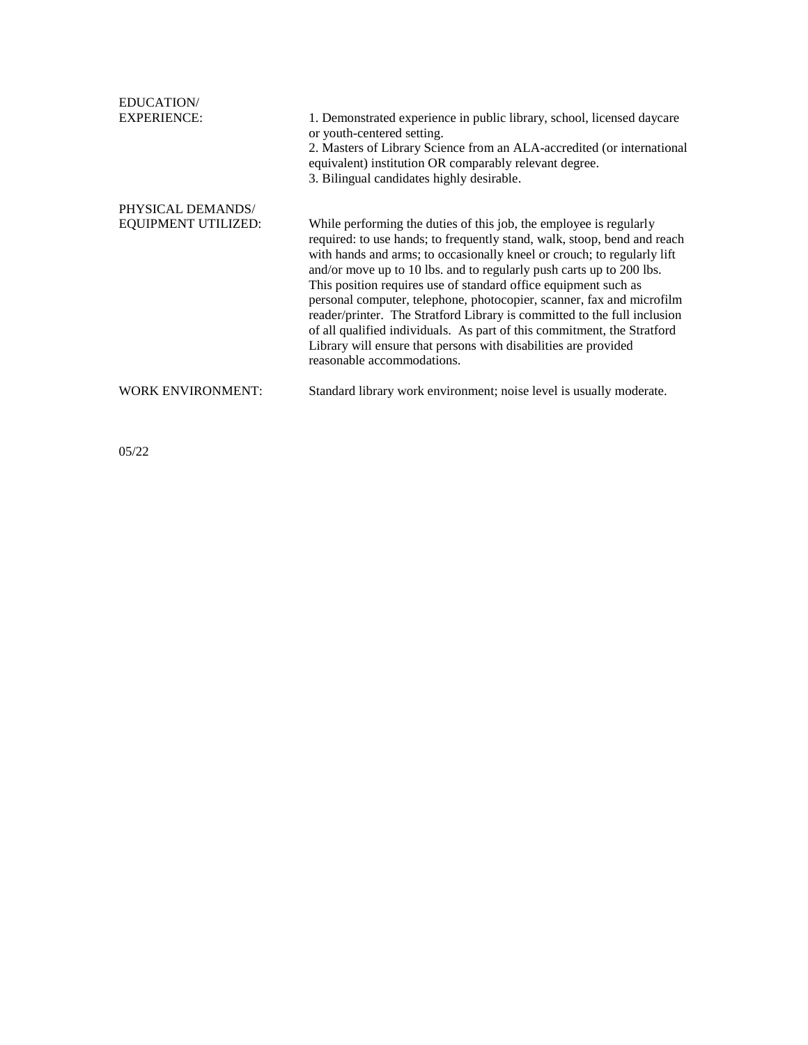**EDUCATION/ EXPERIENCE:**

1. Demonstrated experience in public library, school, licensed daycare or youth-centered setting.
2. Masters of Library Science from an ALA-accredited (or international equivalent) institution OR comparably relevant degree.
3. Bilingual candidates highly desirable.

**PHYSICAL DEMANDS/ EQUIPMENT UTILIZED:**

While performing the duties of this job, the employee is regularly required: to use hands; to frequently stand, walk, stoop, bend and reach with hands and arms; to occasionally kneel or crouch; to regularly lift and/or move up to 10 lbs. and to regularly push carts up to 200 lbs. This position requires use of standard office equipment such as personal computer, telephone, photocopier, scanner, fax and microfilm reader/printer. The Stratford Library is committed to the full inclusion of all qualified individuals. As part of this commitment, the Stratford Library will ensure that persons with disabilities are provided reasonable accommodations.

**WORK ENVIRONMENT:**

Standard library work environment; noise level is usually moderate.

05/22